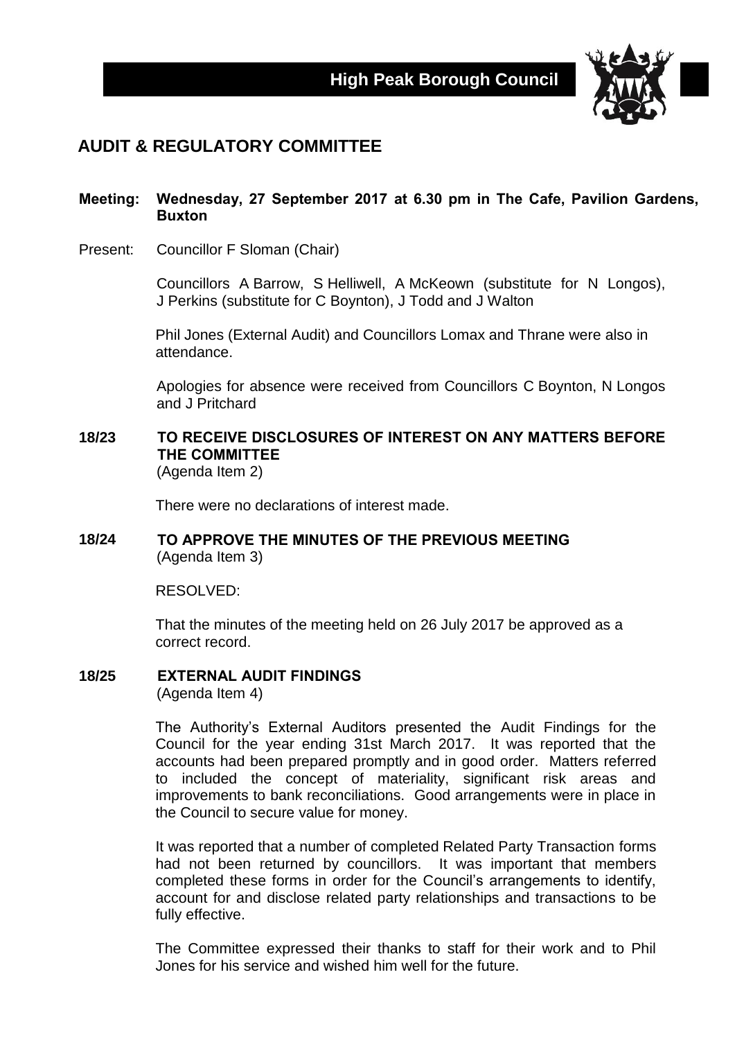**High Peak Borough Council**

# AUDIT & REGULATORY COMMITTEE

**Meeting: Wednesday, 27 September 2017 at 6.30 pm in The Cafe, Pavilion Gardens, Buxton**

Present: Councillor F Sloman (Chair)

Councillors A Barrow, S Helliwell, A McKeown (substitute for N Longos), J Perkins (substitute for C Boynton), J Todd and J Walton

Phil Jones (External Audit) and Councillors Lomax and Thrane were also in attendance.

Apologies for absence were received from Councillors C Boynton, N Longos and J Pritchard

## 18/23 TO RECEIVE DISCLOSURES OF INTEREST ON ANY MATTERS BEFORE THE COMMITTEE

(Agenda Item 2)

There were no declarations of interest made.

## 18/24 TO APPROVE THE MINUTES OF THE PREVIOUS MEETING

(Agenda Item 3)

RESOLVED:

That the minutes of the meeting held on 26 July 2017 be approved as a correct record.

## 18/25 EXTERNAL AUDIT FINDINGS

(Agenda Item 4)

The Authority's External Auditors presented the Audit Findings for the Council for the year ending 31st March 2017. It was reported that the accounts had been prepared promptly and in good order. Matters referred to included the concept of materiality, significant risk areas and improvements to bank reconciliations. Good arrangements were in place in the Council to secure value for money.

It was reported that a number of completed Related Party Transaction forms had not been returned by councillors. It was important that members completed these forms in order for the Council's arrangements to identify, account for and disclose related party relationships and transactions to be fully effective.

The Committee expressed their thanks to staff for their work and to Phil Jones for his service and wished him well for the future.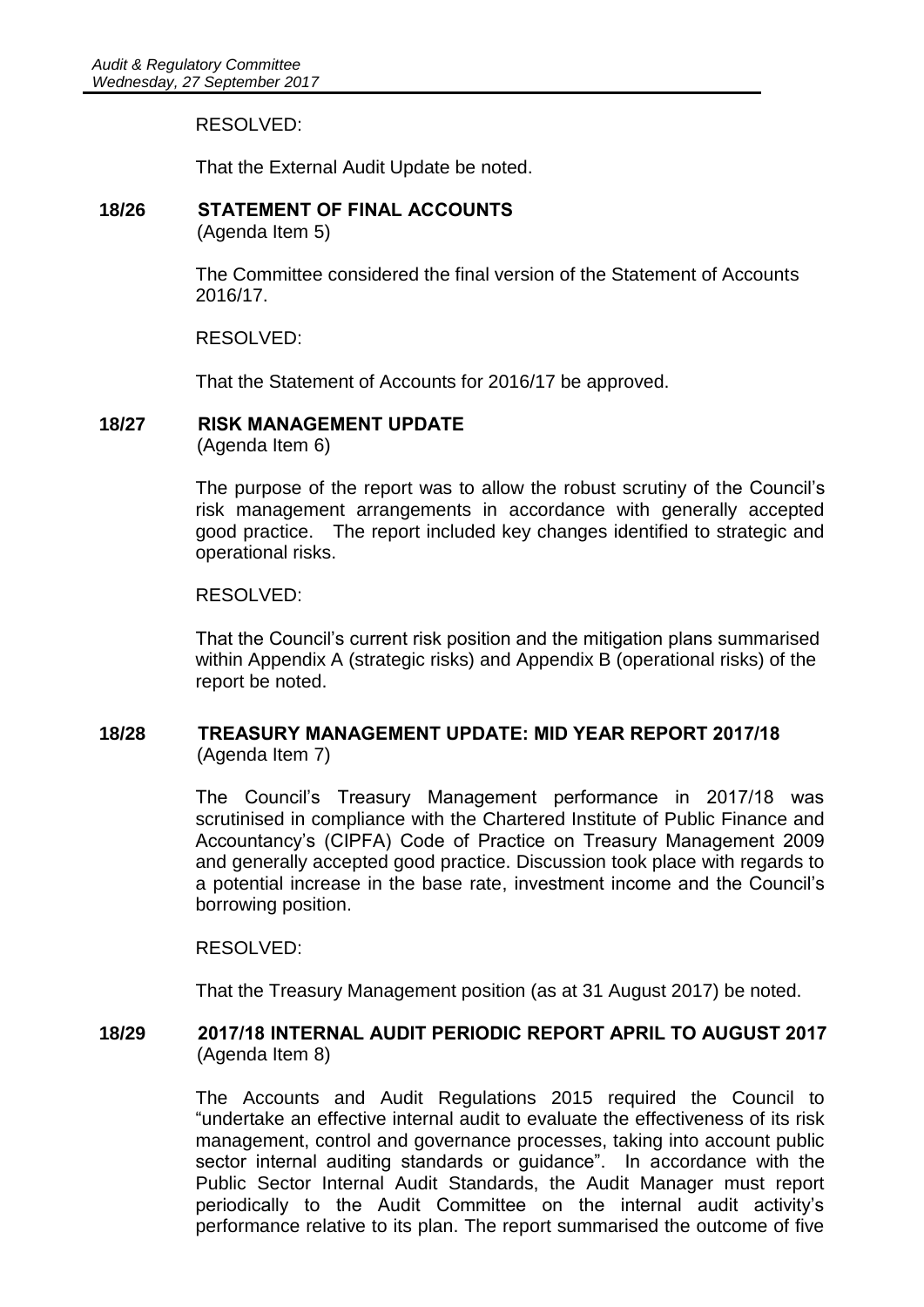RESOLVED:

That the External Audit Update be noted.

### 18/26 STATEMENT OF FINAL ACCOUNTS

(Agenda Item 5)

The Committee considered the final version of the Statement of Accounts 2016/17.

RESOLVED:

That the Statement of Accounts for 2016/17 be approved.

### 18/27 RISK MANAGEMENT UPDATE

(Agenda Item 6)

The purpose of the report was to allow the robust scrutiny of the Council's risk management arrangements in accordance with generally accepted good practice. The report included key changes identified to strategic and operational risks.

RESOLVED:

That the Council's current risk position and the mitigation plans summarised within Appendix A (strategic risks) and Appendix B (operational risks) of the report be noted.

### 18/28 TREASURY MANAGEMENT UPDATE: MID YEAR REPORT 2017/18

(Agenda Item 7)

The Council's Treasury Management performance in 2017/18 was scrutinised in compliance with the Chartered Institute of Public Finance and Accountancy's (CIPFA) Code of Practice on Treasury Management 2009 and generally accepted good practice. Discussion took place with regards to a potential increase in the base rate, investment income and the Council's borrowing position.

RESOLVED:

That the Treasury Management position (as at 31 August 2017) be noted.

### 18/29 2017/18 INTERNAL AUDIT PERIODIC REPORT APRIL TO AUGUST 2017

(Agenda Item 8)

The Accounts and Audit Regulations 2015 required the Council to "undertake an effective internal audit to evaluate the effectiveness of its risk management, control and governance processes, taking into account public sector internal auditing standards or guidance". In accordance with the Public Sector Internal Audit Standards, the Audit Manager must report periodically to the Audit Committee on the internal audit activity's performance relative to its plan. The report summarised the outcome of five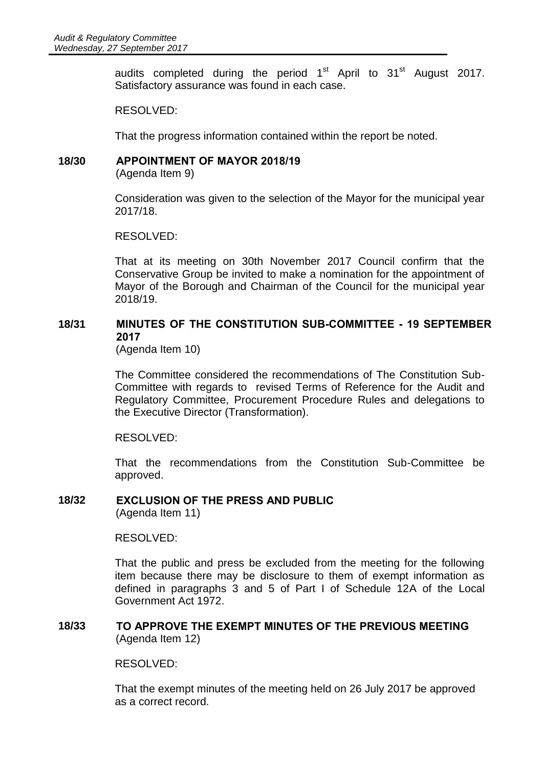audits completed during the period 1st April to 31st August 2017. Satisfactory assurance was found in each case.

RESOLVED:

That the progress information contained within the report be noted.

## 18/30 APPOINTMENT OF MAYOR 2018/19

(Agenda Item 9)

Consideration was given to the selection of the Mayor for the municipal year 2017/18.

RESOLVED:

That at its meeting on 30th November 2017 Council confirm that the Conservative Group be invited to make a nomination for the appointment of Mayor of the Borough and Chairman of the Council for the municipal year 2018/19.

## 18/31 MINUTES OF THE CONSTITUTION SUB-COMMITTEE - 19 SEPTEMBER 2017

(Agenda Item 10)

The Committee considered the recommendations of The Constitution Sub-Committee with regards to revised Terms of Reference for the Audit and Regulatory Committee, Procurement Procedure Rules and delegations to the Executive Director (Transformation).

RESOLVED:

That the recommendations from the Constitution Sub-Committee be approved.

## 18/32 EXCLUSION OF THE PRESS AND PUBLIC

(Agenda Item 11)

RESOLVED:

That the public and press be excluded from the meeting for the following item because there may be disclosure to them of exempt information as defined in paragraphs 3 and 5 of Part I of Schedule 12A of the Local Government Act 1972.

## 18/33 TO APPROVE THE EXEMPT MINUTES OF THE PREVIOUS MEETING

(Agenda Item 12)

RESOLVED:

That the exempt minutes of the meeting held on 26 July 2017 be approved as a correct record.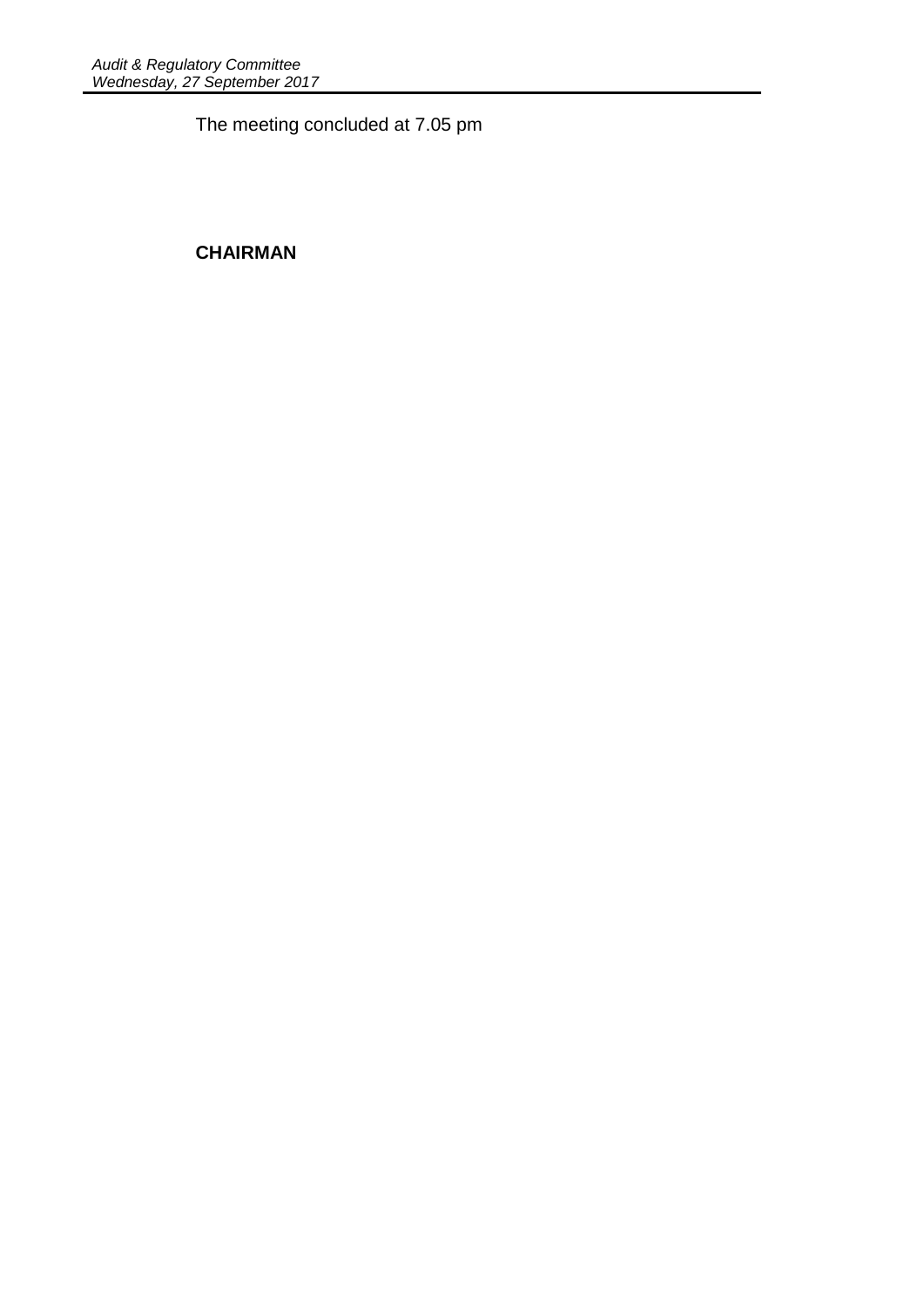The meeting concluded at 7.05 pm

**CHAIRMAN**